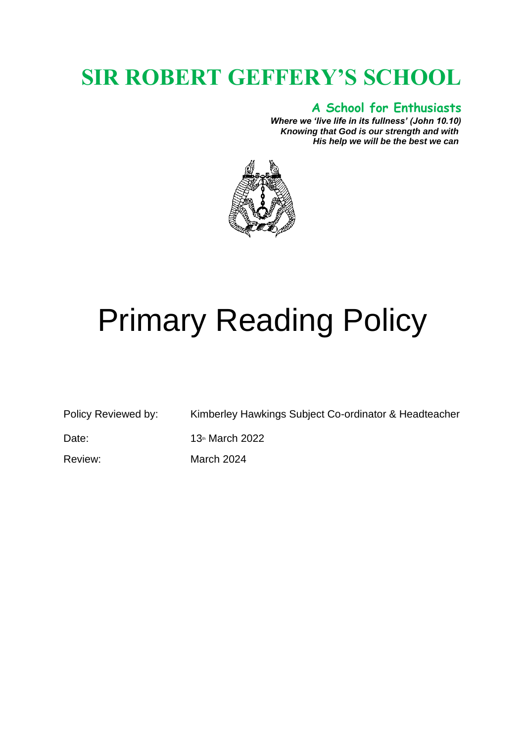# SIR ROBERT GEFFERY'S SCHOOL

**A School for Enthusiasts**

***Where we 'live life in its fullness' (John 10.10)***
***Knowing that God is our strength and with***
***His help we will be the best we can***

# Primary Reading Policy

| | |
|---|---|
| Policy Reviewed by: | Kimberley Hawkings Subject Co-ordinator & Headteacher |
| Date: | 13th March 2022 |
| Review: | March 2024 |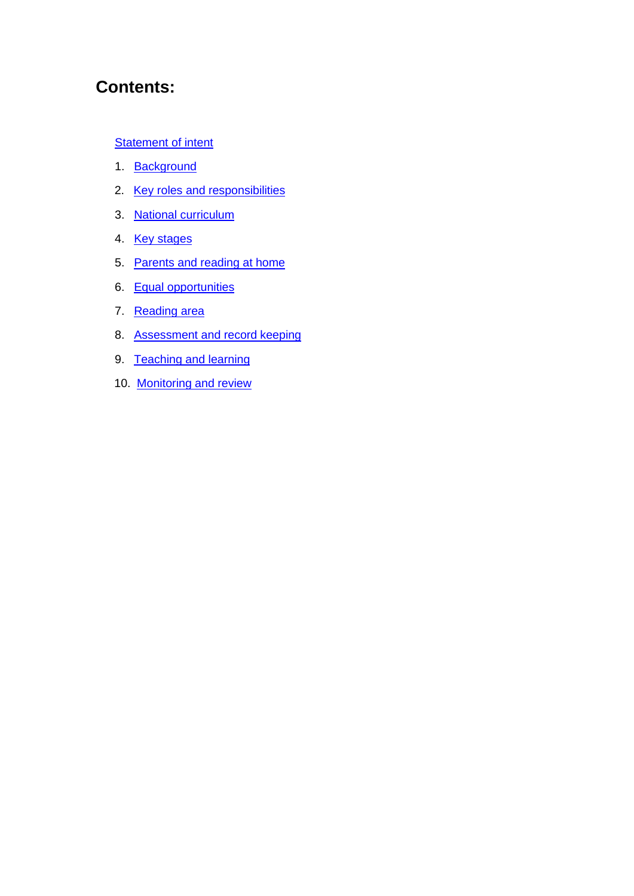# Contents:

Statement of intent

1. Background
2. Key roles and responsibilities
3. National curriculum
4. Key stages
5. Parents and reading at home
6. Equal opportunities
7. Reading area
8. Assessment and record keeping
9. Teaching and learning
10. Monitoring and review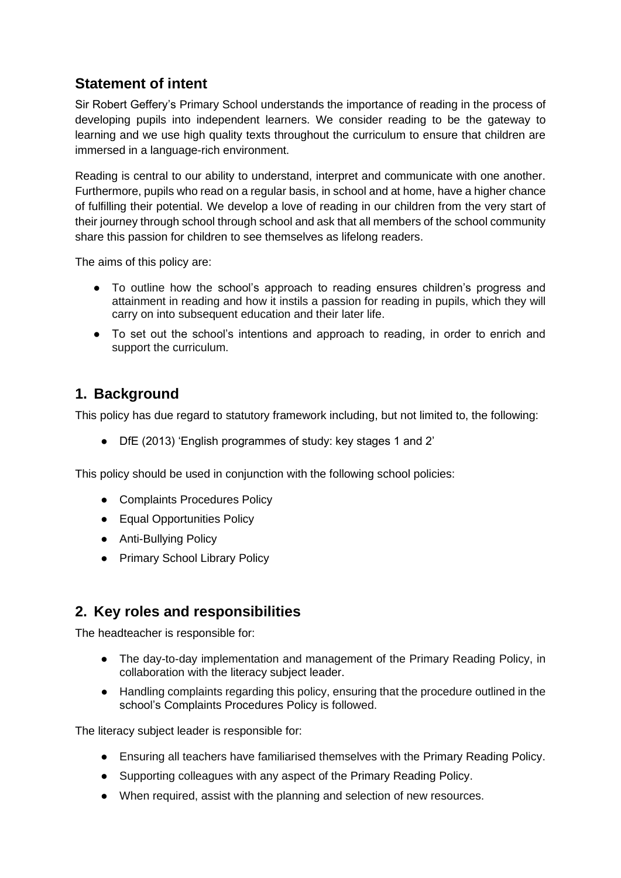## Statement of intent

Sir Robert Geffery's Primary School understands the importance of reading in the process of developing pupils into independent learners. We consider reading to be the gateway to learning and we use high quality texts throughout the curriculum to ensure that children are immersed in a language-rich environment.

Reading is central to our ability to understand, interpret and communicate with one another. Furthermore, pupils who read on a regular basis, in school and at home, have a higher chance of fulfilling their potential. We develop a love of reading in our children from the very start of their journey through school through school and ask that all members of the school community share this passion for children to see themselves as lifelong readers.

The aims of this policy are:

- To outline how the school's approach to reading ensures children's progress and attainment in reading and how it instils a passion for reading in pupils, which they will carry on into subsequent education and their later life.
- To set out the school's intentions and approach to reading, in order to enrich and support the curriculum.

## 1. Background

This policy has due regard to statutory framework including, but not limited to, the following:

- DfE (2013) 'English programmes of study: key stages 1 and 2'

This policy should be used in conjunction with the following school policies:

- Complaints Procedures Policy
- Equal Opportunities Policy
- Anti-Bullying Policy
- Primary School Library Policy

## 2. Key roles and responsibilities

The headteacher is responsible for:

- The day-to-day implementation and management of the Primary Reading Policy, in collaboration with the literacy subject leader.
- Handling complaints regarding this policy, ensuring that the procedure outlined in the school's Complaints Procedures Policy is followed.

The literacy subject leader is responsible for:

- Ensuring all teachers have familiarised themselves with the Primary Reading Policy.
- Supporting colleagues with any aspect of the Primary Reading Policy.
- When required, assist with the planning and selection of new resources.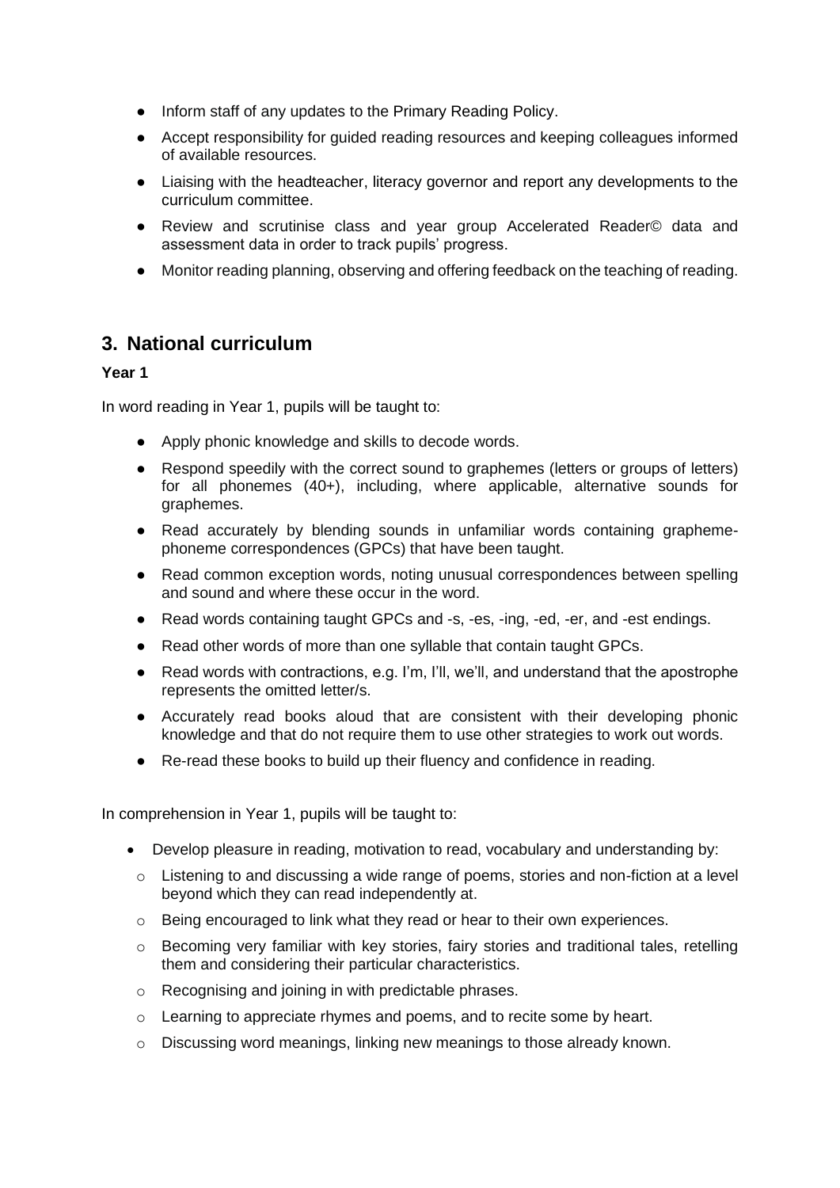- Inform staff of any updates to the Primary Reading Policy.
- Accept responsibility for guided reading resources and keeping colleagues informed of available resources.
- Liaising with the headteacher, literacy governor and report any developments to the curriculum committee.
- Review and scrutinise class and year group Accelerated Reader© data and assessment data in order to track pupils' progress.
- Monitor reading planning, observing and offering feedback on the teaching of reading.

## 3. National curriculum

**Year 1**

In word reading in Year 1, pupils will be taught to:

- Apply phonic knowledge and skills to decode words.
- Respond speedily with the correct sound to graphemes (letters or groups of letters) for all phonemes (40+), including, where applicable, alternative sounds for graphemes.
- Read accurately by blending sounds in unfamiliar words containing grapheme-phoneme correspondences (GPCs) that have been taught.
- Read common exception words, noting unusual correspondences between spelling and sound and where these occur in the word.
- Read words containing taught GPCs and -s, -es, -ing, -ed, -er, and -est endings.
- Read other words of more than one syllable that contain taught GPCs.
- Read words with contractions, e.g. I'm, I'll, we'll, and understand that the apostrophe represents the omitted letter/s.
- Accurately read books aloud that are consistent with their developing phonic knowledge and that do not require them to use other strategies to work out words.
- Re-read these books to build up their fluency and confidence in reading.

In comprehension in Year 1, pupils will be taught to:

- Develop pleasure in reading, motivation to read, vocabulary and understanding by:
  - Listening to and discussing a wide range of poems, stories and non-fiction at a level beyond which they can read independently at.
  - Being encouraged to link what they read or hear to their own experiences.
  - Becoming very familiar with key stories, fairy stories and traditional tales, retelling them and considering their particular characteristics.
  - Recognising and joining in with predictable phrases.
  - Learning to appreciate rhymes and poems, and to recite some by heart.
  - Discussing word meanings, linking new meanings to those already known.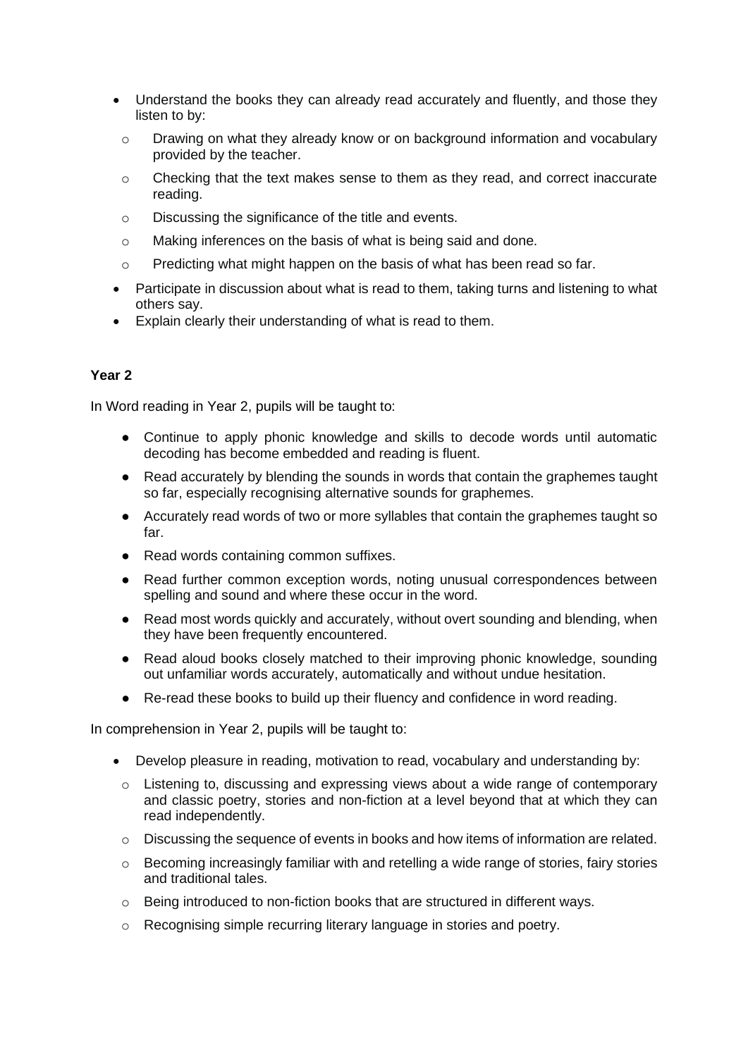- Understand the books they can already read accurately and fluently, and those they listen to by:
  - Drawing on what they already know or on background information and vocabulary provided by the teacher.
  - Checking that the text makes sense to them as they read, and correct inaccurate reading.
  - Discussing the significance of the title and events.
  - Making inferences on the basis of what is being said and done.
  - Predicting what might happen on the basis of what has been read so far.
- Participate in discussion about what is read to them, taking turns and listening to what others say.
- Explain clearly their understanding of what is read to them.

**Year 2**

In Word reading in Year 2, pupils will be taught to:

- Continue to apply phonic knowledge and skills to decode words until automatic decoding has become embedded and reading is fluent.
- Read accurately by blending the sounds in words that contain the graphemes taught so far, especially recognising alternative sounds for graphemes.
- Accurately read words of two or more syllables that contain the graphemes taught so far.
- Read words containing common suffixes.
- Read further common exception words, noting unusual correspondences between spelling and sound and where these occur in the word.
- Read most words quickly and accurately, without overt sounding and blending, when they have been frequently encountered.
- Read aloud books closely matched to their improving phonic knowledge, sounding out unfamiliar words accurately, automatically and without undue hesitation.
- Re-read these books to build up their fluency and confidence in word reading.

In comprehension in Year 2, pupils will be taught to:

- Develop pleasure in reading, motivation to read, vocabulary and understanding by:
  - Listening to, discussing and expressing views about a wide range of contemporary and classic poetry, stories and non-fiction at a level beyond that at which they can read independently.
  - Discussing the sequence of events in books and how items of information are related.
  - Becoming increasingly familiar with and retelling a wide range of stories, fairy stories and traditional tales.
  - Being introduced to non-fiction books that are structured in different ways.
  - Recognising simple recurring literary language in stories and poetry.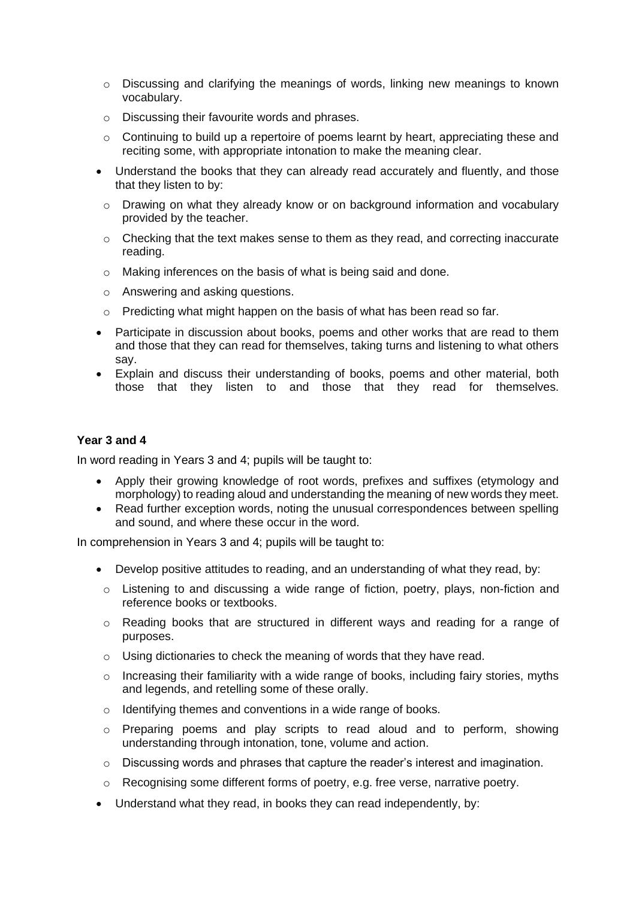- Discussing and clarifying the meanings of words, linking new meanings to known vocabulary.
  - Discussing their favourite words and phrases.
  - Continuing to build up a repertoire of poems learnt by heart, appreciating these and reciting some, with appropriate intonation to make the meaning clear.
- Understand the books that they can already read accurately and fluently, and those that they listen to by:
  - Drawing on what they already know or on background information and vocabulary provided by the teacher.
  - Checking that the text makes sense to them as they read, and correcting inaccurate reading.
  - Making inferences on the basis of what is being said and done.
  - Answering and asking questions.
  - Predicting what might happen on the basis of what has been read so far.
- Participate in discussion about books, poems and other works that are read to them and those that they can read for themselves, taking turns and listening to what others say.
- Explain and discuss their understanding of books, poems and other material, both those that they listen to and those that they read for themselves.

**Year 3 and 4**

In word reading in Years 3 and 4; pupils will be taught to:

- Apply their growing knowledge of root words, prefixes and suffixes (etymology and morphology) to reading aloud and understanding the meaning of new words they meet.
- Read further exception words, noting the unusual correspondences between spelling and sound, and where these occur in the word.

In comprehension in Years 3 and 4; pupils will be taught to:

- Develop positive attitudes to reading, and an understanding of what they read, by:
  - Listening to and discussing a wide range of fiction, poetry, plays, non-fiction and reference books or textbooks.
  - Reading books that are structured in different ways and reading for a range of purposes.
  - Using dictionaries to check the meaning of words that they have read.
  - Increasing their familiarity with a wide range of books, including fairy stories, myths and legends, and retelling some of these orally.
  - Identifying themes and conventions in a wide range of books.
  - Preparing poems and play scripts to read aloud and to perform, showing understanding through intonation, tone, volume and action.
  - Discussing words and phrases that capture the reader's interest and imagination.
  - Recognising some different forms of poetry, e.g. free verse, narrative poetry.
- Understand what they read, in books they can read independently, by: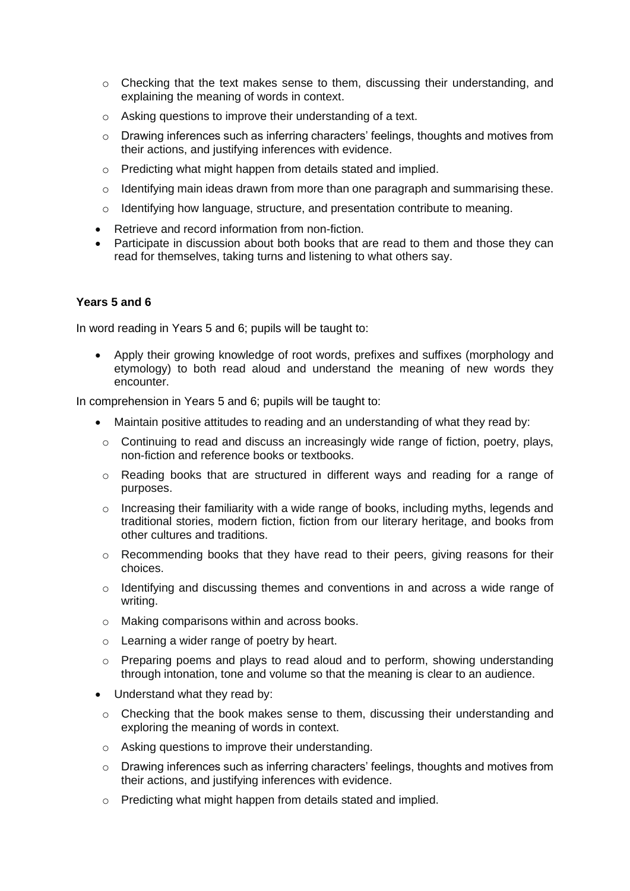- Checking that the text makes sense to them, discussing their understanding, and explaining the meaning of words in context.
  - Asking questions to improve their understanding of a text.
  - Drawing inferences such as inferring characters' feelings, thoughts and motives from their actions, and justifying inferences with evidence.
  - Predicting what might happen from details stated and implied.
  - Identifying main ideas drawn from more than one paragraph and summarising these.
  - Identifying how language, structure, and presentation contribute to meaning.
- Retrieve and record information from non-fiction.
- Participate in discussion about both books that are read to them and those they can read for themselves, taking turns and listening to what others say.

**Years 5 and 6**

In word reading in Years 5 and 6; pupils will be taught to:

- Apply their growing knowledge of root words, prefixes and suffixes (morphology and etymology) to both read aloud and understand the meaning of new words they encounter.

In comprehension in Years 5 and 6; pupils will be taught to:

- Maintain positive attitudes to reading and an understanding of what they read by:
  - Continuing to read and discuss an increasingly wide range of fiction, poetry, plays, non-fiction and reference books or textbooks.
  - Reading books that are structured in different ways and reading for a range of purposes.
  - Increasing their familiarity with a wide range of books, including myths, legends and traditional stories, modern fiction, fiction from our literary heritage, and books from other cultures and traditions.
  - Recommending books that they have read to their peers, giving reasons for their choices.
  - Identifying and discussing themes and conventions in and across a wide range of writing.
  - Making comparisons within and across books.
  - Learning a wider range of poetry by heart.
  - Preparing poems and plays to read aloud and to perform, showing understanding through intonation, tone and volume so that the meaning is clear to an audience.
- Understand what they read by:
  - Checking that the book makes sense to them, discussing their understanding and exploring the meaning of words in context.
  - Asking questions to improve their understanding.
  - Drawing inferences such as inferring characters' feelings, thoughts and motives from their actions, and justifying inferences with evidence.
  - Predicting what might happen from details stated and implied.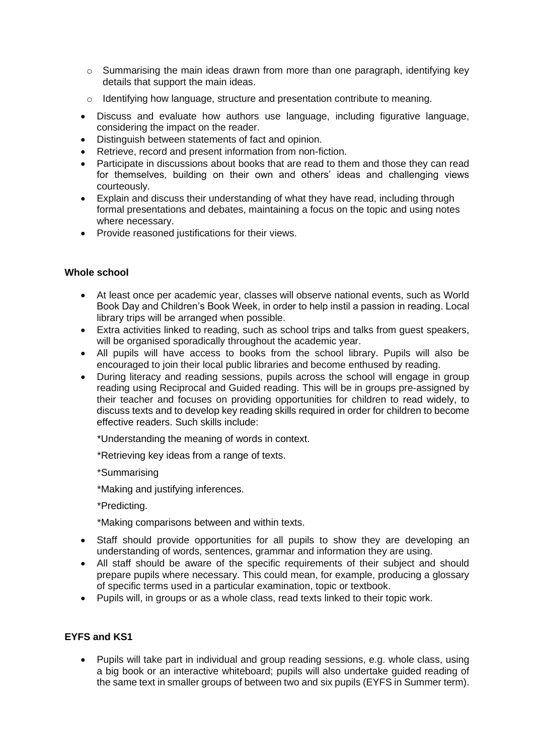- Summarising the main ideas drawn from more than one paragraph, identifying key details that support the main ideas.
  - Identifying how language, structure and presentation contribute to meaning.
- Discuss and evaluate how authors use language, including figurative language, considering the impact on the reader.
- Distinguish between statements of fact and opinion.
- Retrieve, record and present information from non-fiction.
- Participate in discussions about books that are read to them and those they can read for themselves, building on their own and others' ideas and challenging views courteously.
- Explain and discuss their understanding of what they have read, including through formal presentations and debates, maintaining a focus on the topic and using notes where necessary.
- Provide reasoned justifications for their views.

**Whole school**

- At least once per academic year, classes will observe national events, such as World Book Day and Children's Book Week, in order to help instil a passion in reading. Local library trips will be arranged when possible.
- Extra activities linked to reading, such as school trips and talks from guest speakers, will be organised sporadically throughout the academic year.
- All pupils will have access to books from the school library. Pupils will also be encouraged to join their local public libraries and become enthused by reading.
- During literacy and reading sessions, pupils across the school will engage in group reading using Reciprocal and Guided reading. This will be in groups pre-assigned by their teacher and focuses on providing opportunities for children to read widely, to discuss texts and to develop key reading skills required in order for children to become effective readers. Such skills include:

  *Understanding the meaning of words in context.

  *Retrieving key ideas from a range of texts.

  *Summarising

  *Making and justifying inferences.

  *Predicting.

  *Making comparisons between and within texts.

- Staff should provide opportunities for all pupils to show they are developing an understanding of words, sentences, grammar and information they are using.
- All staff should be aware of the specific requirements of their subject and should prepare pupils where necessary. This could mean, for example, producing a glossary of specific terms used in a particular examination, topic or textbook.
- Pupils will, in groups or as a whole class, read texts linked to their topic work.

**EYFS and KS1**

- Pupils will take part in individual and group reading sessions, e.g. whole class, using a big book or an interactive whiteboard; pupils will also undertake guided reading of the same text in smaller groups of between two and six pupils (EYFS in Summer term).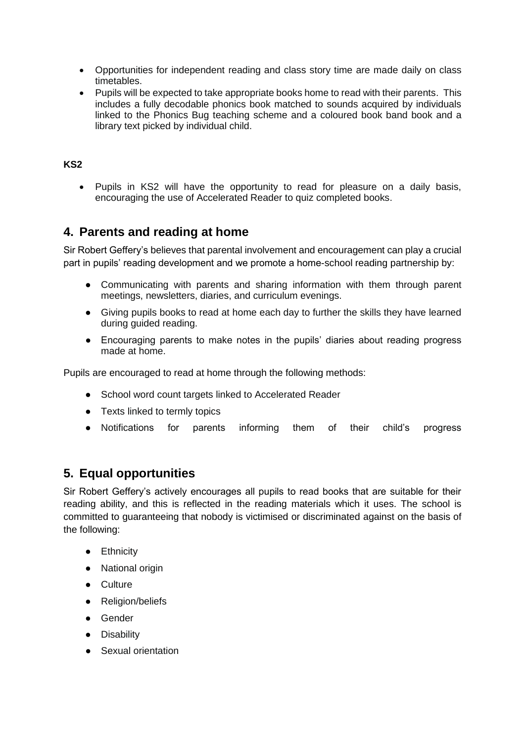- Opportunities for independent reading and class story time are made daily on class timetables.
- Pupils will be expected to take appropriate books home to read with their parents. This includes a fully decodable phonics book matched to sounds acquired by individuals linked to the Phonics Bug teaching scheme and a coloured book band book and a library text picked by individual child.

**KS2**

- Pupils in KS2 will have the opportunity to read for pleasure on a daily basis, encouraging the use of Accelerated Reader to quiz completed books.

## 4. Parents and reading at home

Sir Robert Geffery's believes that parental involvement and encouragement can play a crucial part in pupils' reading development and we promote a home-school reading partnership by:

- Communicating with parents and sharing information with them through parent meetings, newsletters, diaries, and curriculum evenings.
- Giving pupils books to read at home each day to further the skills they have learned during guided reading.
- Encouraging parents to make notes in the pupils' diaries about reading progress made at home.

Pupils are encouraged to read at home through the following methods:

- School word count targets linked to Accelerated Reader
- Texts linked to termly topics
- Notifications for parents informing them of their child's progress

## 5. Equal opportunities

Sir Robert Geffery's actively encourages all pupils to read books that are suitable for their reading ability, and this is reflected in the reading materials which it uses. The school is committed to guaranteeing that nobody is victimised or discriminated against on the basis of the following:

- Ethnicity
- National origin
- Culture
- Religion/beliefs
- Gender
- Disability
- Sexual orientation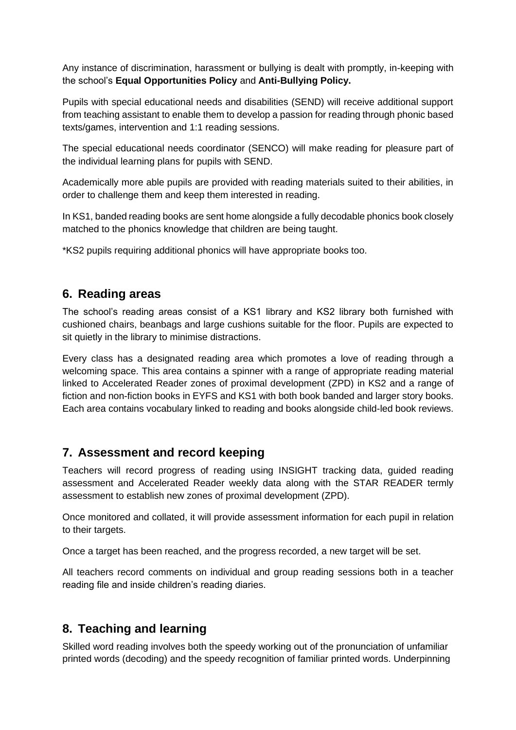Any instance of discrimination, harassment or bullying is dealt with promptly, in-keeping with the school's **Equal Opportunities Policy** and **Anti-Bullying Policy.**

Pupils with special educational needs and disabilities (SEND) will receive additional support from teaching assistant to enable them to develop a passion for reading through phonic based texts/games, intervention and 1:1 reading sessions.

The special educational needs coordinator (SENCO) will make reading for pleasure part of the individual learning plans for pupils with SEND.

Academically more able pupils are provided with reading materials suited to their abilities, in order to challenge them and keep them interested in reading.

In KS1, banded reading books are sent home alongside a fully decodable phonics book closely matched to the phonics knowledge that children are being taught.

*KS2 pupils requiring additional phonics will have appropriate books too.

## 6. Reading areas

The school's reading areas consist of a KS1 library and KS2 library both furnished with cushioned chairs, beanbags and large cushions suitable for the floor. Pupils are expected to sit quietly in the library to minimise distractions.

Every class has a designated reading area which promotes a love of reading through a welcoming space. This area contains a spinner with a range of appropriate reading material linked to Accelerated Reader zones of proximal development (ZPD) in KS2 and a range of fiction and non-fiction books in EYFS and KS1 with both book banded and larger story books. Each area contains vocabulary linked to reading and books alongside child-led book reviews.

## 7. Assessment and record keeping

Teachers will record progress of reading using INSIGHT tracking data, guided reading assessment and Accelerated Reader weekly data along with the STAR READER termly assessment to establish new zones of proximal development (ZPD).

Once monitored and collated, it will provide assessment information for each pupil in relation to their targets.

Once a target has been reached, and the progress recorded, a new target will be set.

All teachers record comments on individual and group reading sessions both in a teacher reading file and inside children's reading diaries.

## 8. Teaching and learning

Skilled word reading involves both the speedy working out of the pronunciation of unfamiliar printed words (decoding) and the speedy recognition of familiar printed words. Underpinning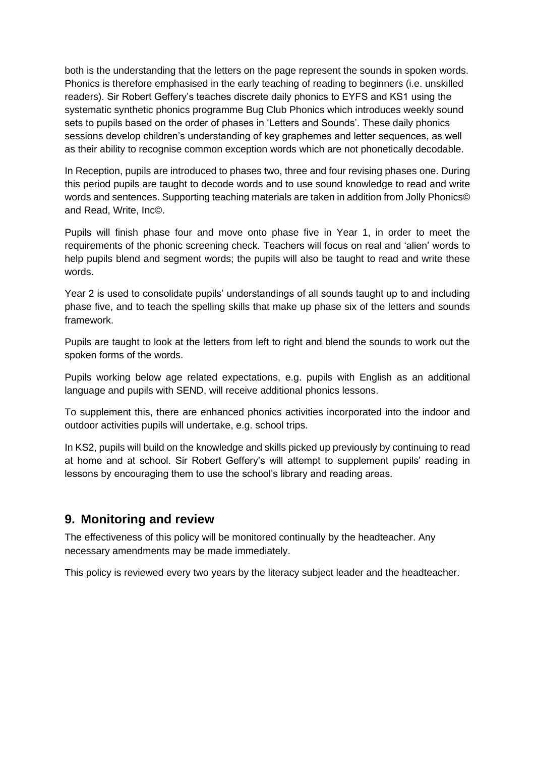both is the understanding that the letters on the page represent the sounds in spoken words. Phonics is therefore emphasised in the early teaching of reading to beginners (i.e. unskilled readers). Sir Robert Geffery's teaches discrete daily phonics to EYFS and KS1 using the systematic synthetic phonics programme Bug Club Phonics which introduces weekly sound sets to pupils based on the order of phases in 'Letters and Sounds'. These daily phonics sessions develop children's understanding of key graphemes and letter sequences, as well as their ability to recognise common exception words which are not phonetically decodable.

In Reception, pupils are introduced to phases two, three and four revising phases one. During this period pupils are taught to decode words and to use sound knowledge to read and write words and sentences. Supporting teaching materials are taken in addition from Jolly Phonics© and Read, Write, Inc©.

Pupils will finish phase four and move onto phase five in Year 1, in order to meet the requirements of the phonic screening check. Teachers will focus on real and 'alien' words to help pupils blend and segment words; the pupils will also be taught to read and write these words.

Year 2 is used to consolidate pupils' understandings of all sounds taught up to and including phase five, and to teach the spelling skills that make up phase six of the letters and sounds framework.

Pupils are taught to look at the letters from left to right and blend the sounds to work out the spoken forms of the words.

Pupils working below age related expectations, e.g. pupils with English as an additional language and pupils with SEND, will receive additional phonics lessons.

To supplement this, there are enhanced phonics activities incorporated into the indoor and outdoor activities pupils will undertake, e.g. school trips.

In KS2, pupils will build on the knowledge and skills picked up previously by continuing to read at home and at school. Sir Robert Geffery's will attempt to supplement pupils' reading in lessons by encouraging them to use the school's library and reading areas.

## 9. Monitoring and review

The effectiveness of this policy will be monitored continually by the headteacher. Any necessary amendments may be made immediately.

This policy is reviewed every two years by the literacy subject leader and the headteacher.